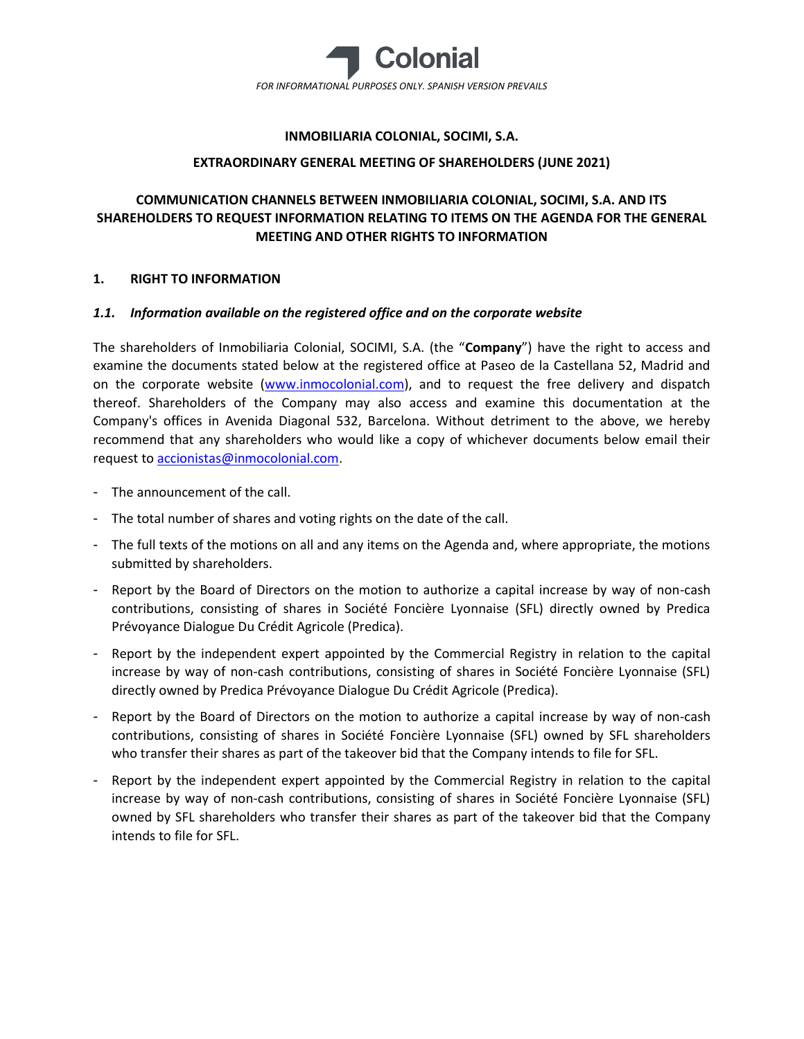Colonial

*FOR INFORMATIONAL PURPOSES ONLY. SPANISH VERSION PREVAILS*

**INMOBILIARIA COLONIAL, SOCIMI, S.A.**

**EXTRAORDINARY GENERAL MEETING OF SHAREHOLDERS (JUNE 2021)**

# COMMUNICATION CHANNELS BETWEEN INMOBILIARIA COLONIAL, SOCIMI, S.A. AND ITS SHAREHOLDERS TO REQUEST INFORMATION RELATING TO ITEMS ON THE AGENDA FOR THE GENERAL MEETING AND OTHER RIGHTS TO INFORMATION

## 1. RIGHT TO INFORMATION

### *1.1. Information available on the registered office and on the corporate website*

The shareholders of Inmobiliaria Colonial, SOCIMI, S.A. (the "**Company**") have the right to access and examine the documents stated below at the registered office at Paseo de la Castellana 52, Madrid and on the corporate website (www.inmocolonial.com), and to request the free delivery and dispatch thereof. Shareholders of the Company may also access and examine this documentation at the Company's offices in Avenida Diagonal 532, Barcelona. Without detriment to the above, we hereby recommend that any shareholders who would like a copy of whichever documents below email their request to accionistas@inmocolonial.com.

- The announcement of the call.
- The total number of shares and voting rights on the date of the call.
- The full texts of the motions on all and any items on the Agenda and, where appropriate, the motions submitted by shareholders.
- Report by the Board of Directors on the motion to authorize a capital increase by way of non-cash contributions, consisting of shares in Société Foncière Lyonnaise (SFL) directly owned by Predica Prévoyance Dialogue Du Crédit Agricole (Predica).
- Report by the independent expert appointed by the Commercial Registry in relation to the capital increase by way of non-cash contributions, consisting of shares in Société Foncière Lyonnaise (SFL) directly owned by Predica Prévoyance Dialogue Du Crédit Agricole (Predica).
- Report by the Board of Directors on the motion to authorize a capital increase by way of non-cash contributions, consisting of shares in Société Foncière Lyonnaise (SFL) owned by SFL shareholders who transfer their shares as part of the takeover bid that the Company intends to file for SFL.
- Report by the independent expert appointed by the Commercial Registry in relation to the capital increase by way of non-cash contributions, consisting of shares in Société Foncière Lyonnaise (SFL) owned by SFL shareholders who transfer their shares as part of the takeover bid that the Company intends to file for SFL.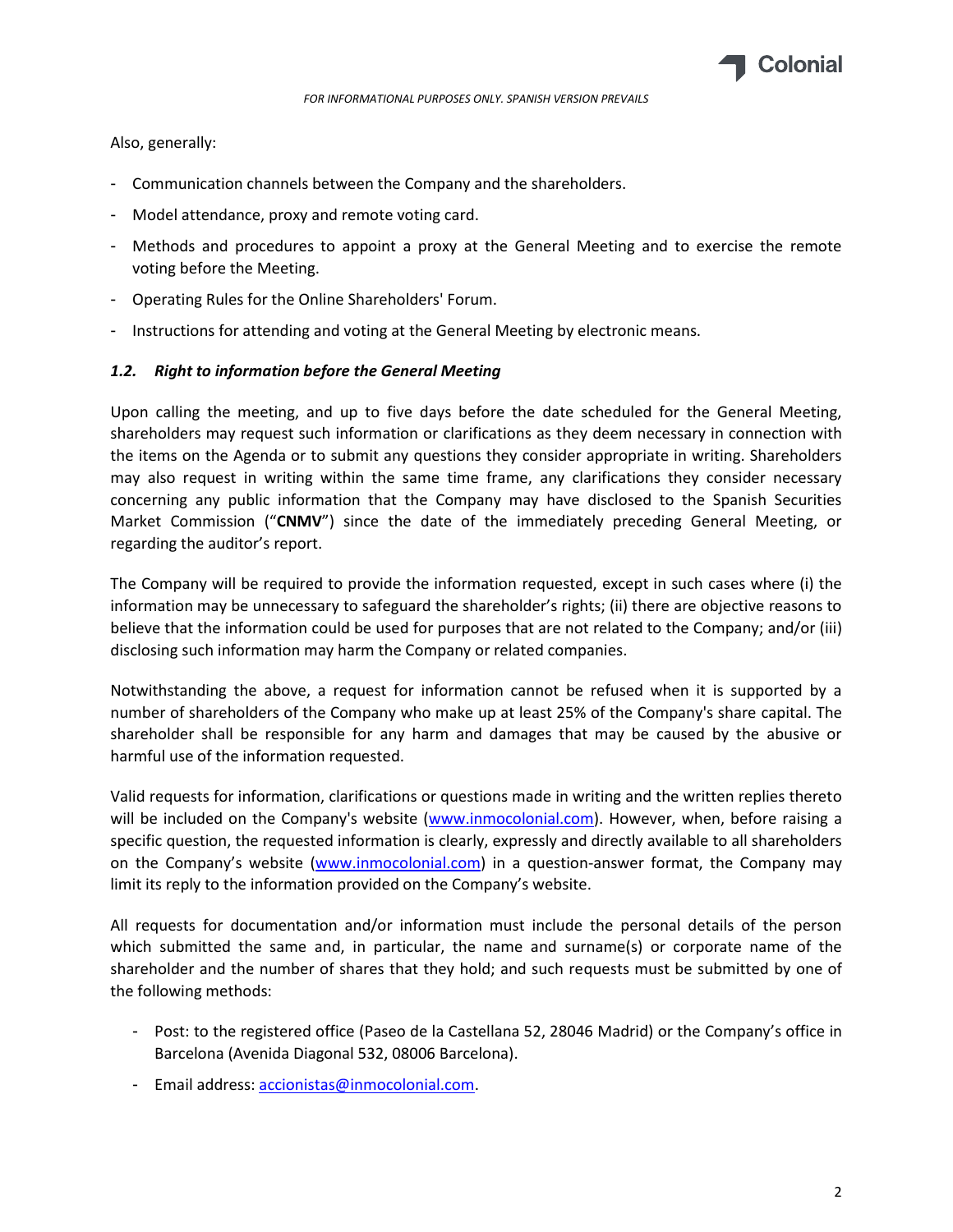Also, generally:

- Communication channels between the Company and the shareholders.
- Model attendance, proxy and remote voting card.
- Methods and procedures to appoint a proxy at the General Meeting and to exercise the remote voting before the Meeting.
- Operating Rules for the Online Shareholders' Forum.
- Instructions for attending and voting at the General Meeting by electronic means.

### *1.2. Right to information before the General Meeting*

Upon calling the meeting, and up to five days before the date scheduled for the General Meeting, shareholders may request such information or clarifications as they deem necessary in connection with the items on the Agenda or to submit any questions they consider appropriate in writing. Shareholders may also request in writing within the same time frame, any clarifications they consider necessary concerning any public information that the Company may have disclosed to the Spanish Securities Market Commission ("**CNMV**") since the date of the immediately preceding General Meeting, or regarding the auditor's report.

The Company will be required to provide the information requested, except in such cases where (i) the information may be unnecessary to safeguard the shareholder's rights; (ii) there are objective reasons to believe that the information could be used for purposes that are not related to the Company; and/or (iii) disclosing such information may harm the Company or related companies.

Notwithstanding the above, a request for information cannot be refused when it is supported by a number of shareholders of the Company who make up at least 25% of the Company's share capital. The shareholder shall be responsible for any harm and damages that may be caused by the abusive or harmful use of the information requested.

Valid requests for information, clarifications or questions made in writing and the written replies thereto will be included on the Company's website (www.inmocolonial.com). However, when, before raising a specific question, the requested information is clearly, expressly and directly available to all shareholders on the Company's website (www.inmocolonial.com) in a question-answer format, the Company may limit its reply to the information provided on the Company's website.

All requests for documentation and/or information must include the personal details of the person which submitted the same and, in particular, the name and surname(s) or corporate name of the shareholder and the number of shares that they hold; and such requests must be submitted by one of the following methods:

- Post: to the registered office (Paseo de la Castellana 52, 28046 Madrid) or the Company's office in Barcelona (Avenida Diagonal 532, 08006 Barcelona).
- Email address: accionistas@inmocolonial.com.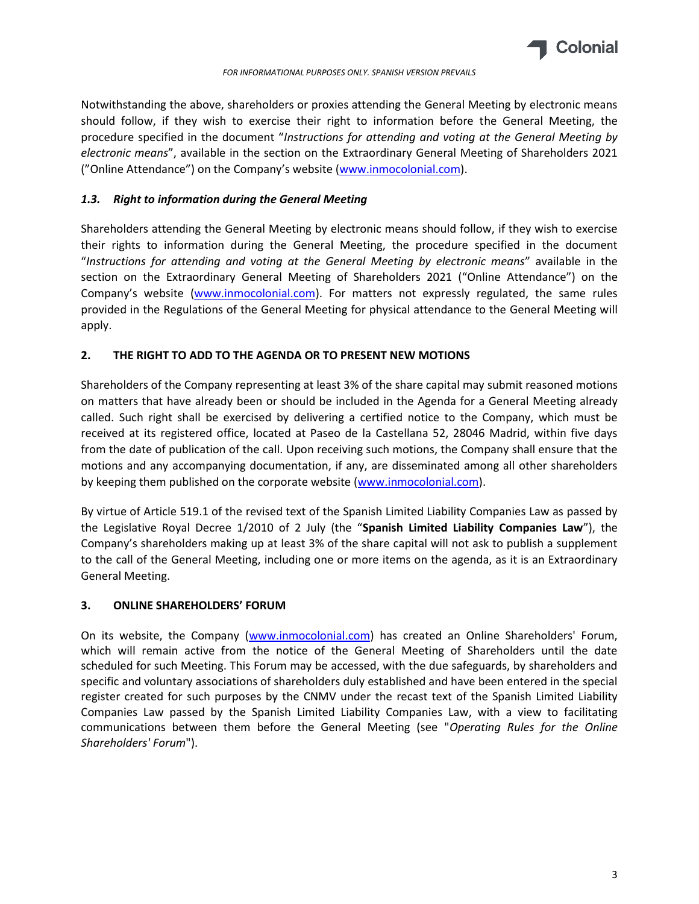Notwithstanding the above, shareholders or proxies attending the General Meeting by electronic means should follow, if they wish to exercise their right to information before the General Meeting, the procedure specified in the document "*Instructions for attending and voting at the General Meeting by electronic means*", available in the section on the Extraordinary General Meeting of Shareholders 2021 ("Online Attendance") on the Company's website (www.inmocolonial.com).

### *1.3. Right to information during the General Meeting*

Shareholders attending the General Meeting by electronic means should follow, if they wish to exercise their rights to information during the General Meeting, the procedure specified in the document "*Instructions for attending and voting at the General Meeting by electronic means*" available in the section on the Extraordinary General Meeting of Shareholders 2021 ("Online Attendance") on the Company's website (www.inmocolonial.com). For matters not expressly regulated, the same rules provided in the Regulations of the General Meeting for physical attendance to the General Meeting will apply.

## 2. THE RIGHT TO ADD TO THE AGENDA OR TO PRESENT NEW MOTIONS

Shareholders of the Company representing at least 3% of the share capital may submit reasoned motions on matters that have already been or should be included in the Agenda for a General Meeting already called. Such right shall be exercised by delivering a certified notice to the Company, which must be received at its registered office, located at Paseo de la Castellana 52, 28046 Madrid, within five days from the date of publication of the call. Upon receiving such motions, the Company shall ensure that the motions and any accompanying documentation, if any, are disseminated among all other shareholders by keeping them published on the corporate website (www.inmocolonial.com).

By virtue of Article 519.1 of the revised text of the Spanish Limited Liability Companies Law as passed by the Legislative Royal Decree 1/2010 of 2 July (the "**Spanish Limited Liability Companies Law**"), the Company's shareholders making up at least 3% of the share capital will not ask to publish a supplement to the call of the General Meeting, including one or more items on the agenda, as it is an Extraordinary General Meeting.

## 3. ONLINE SHAREHOLDERS' FORUM

On its website, the Company (www.inmocolonial.com) has created an Online Shareholders' Forum, which will remain active from the notice of the General Meeting of Shareholders until the date scheduled for such Meeting. This Forum may be accessed, with the due safeguards, by shareholders and specific and voluntary associations of shareholders duly established and have been entered in the special register created for such purposes by the CNMV under the recast text of the Spanish Limited Liability Companies Law passed by the Spanish Limited Liability Companies Law, with a view to facilitating communications between them before the General Meeting (see "*Operating Rules for the Online Shareholders' Forum*").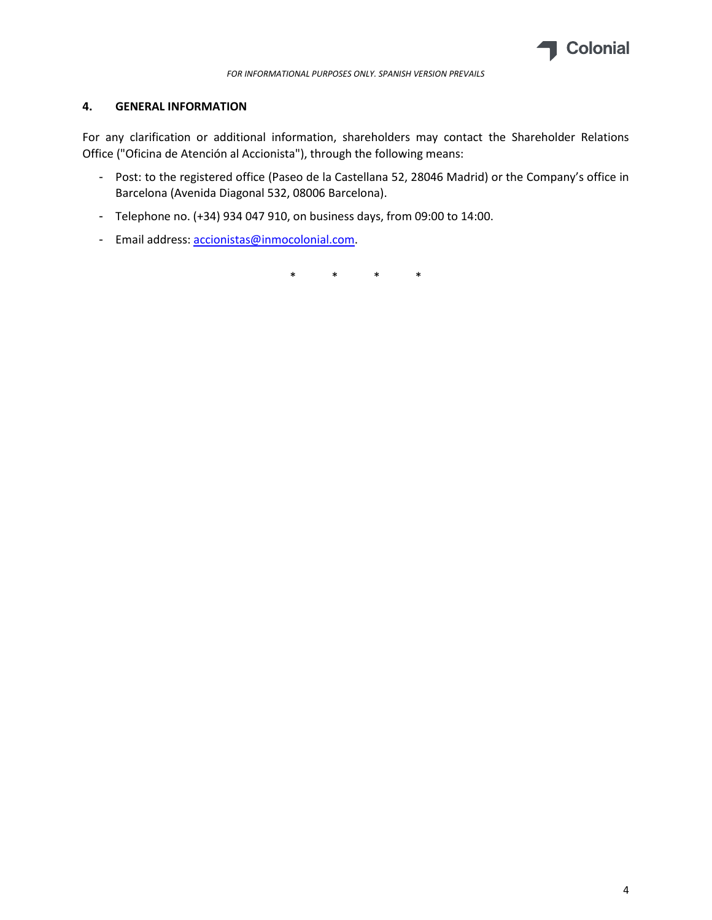## 4. GENERAL INFORMATION

For any clarification or additional information, shareholders may contact the Shareholder Relations Office ("Oficina de Atención al Accionista"), through the following means:

- Post: to the registered office (Paseo de la Castellana 52, 28046 Madrid) or the Company's office in Barcelona (Avenida Diagonal 532, 08006 Barcelona).
- Telephone no. (+34) 934 047 910, on business days, from 09:00 to 14:00.
- Email address: accionistas@inmocolonial.com.

\* \* \* \*